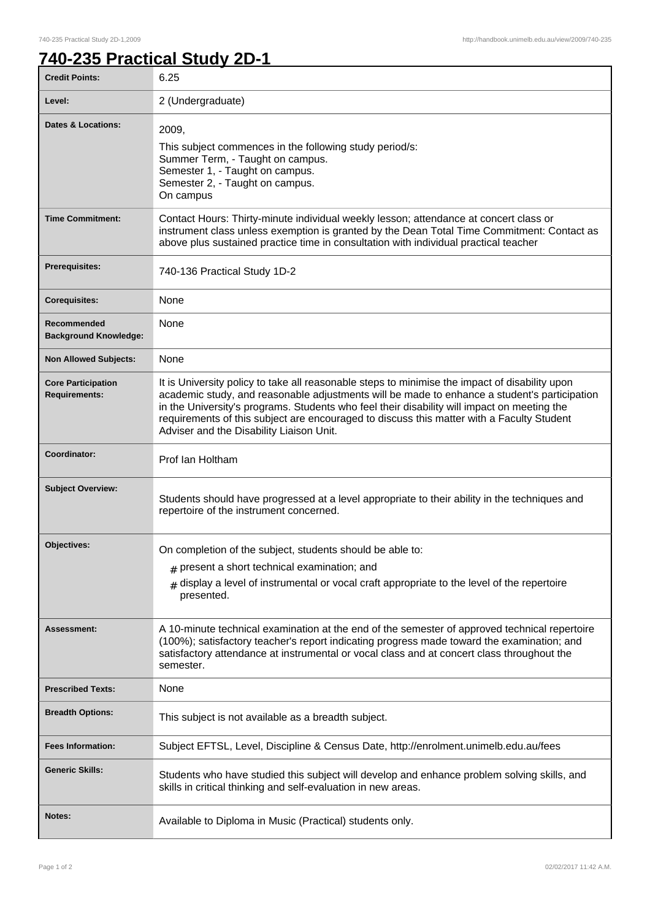# 740-235 Practical Study 2D-1

| Credit Points: | 6.25 |
|---|---|
| Level: | 2 (Undergraduate) |
| Dates & Locations: | 2009,<br>This subject commences in the following study period/s:<br>Summer Term, - Taught on campus.<br>Semester 1, - Taught on campus.<br>Semester 2, - Taught on campus.<br>On campus |
| Time Commitment: | Contact Hours: Thirty-minute individual weekly lesson; attendance at concert class or instrument class unless exemption is granted by the Dean Total Time Commitment: Contact as above plus sustained practice time in consultation with individual practical teacher |
| Prerequisites: | 740-136 Practical Study 1D-2 |
| Corequisites: | None |
| Recommended Background Knowledge: | None |
| Non Allowed Subjects: | None |
| Core Participation Requirements: | It is University policy to take all reasonable steps to minimise the impact of disability upon academic study, and reasonable adjustments will be made to enhance a student's participation in the University's programs. Students who feel their disability will impact on meeting the requirements of this subject are encouraged to discuss this matter with a Faculty Student Adviser and the Disability Liaison Unit. |
| Coordinator: | Prof Ian Holtham |
| Subject Overview: | Students should have progressed at a level appropriate to their ability in the techniques and repertoire of the instrument concerned. |
| Objectives: | On completion of the subject, students should be able to:<br># present a short technical examination; and<br># display a level of instrumental or vocal craft appropriate to the level of the repertoire presented. |
| Assessment: | A 10-minute technical examination at the end of the semester of approved technical repertoire (100%); satisfactory teacher's report indicating progress made toward the examination; and satisfactory attendance at instrumental or vocal class and at concert class throughout the semester. |
| Prescribed Texts: | None |
| Breadth Options: | This subject is not available as a breadth subject. |
| Fees Information: | Subject EFTSL, Level, Discipline & Census Date, http://enrolment.unimelb.edu.au/fees |
| Generic Skills: | Students who have studied this subject will develop and enhance problem solving skills, and skills in critical thinking and self-evaluation in new areas. |
| Notes: | Available to Diploma in Music (Practical) students only. |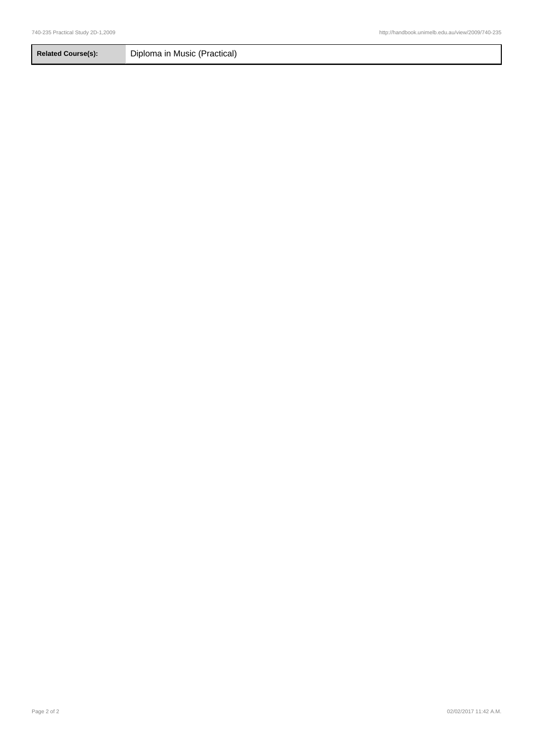| | |
|---|---|
| **Related Course(s):** | Diploma in Music (Practical) |